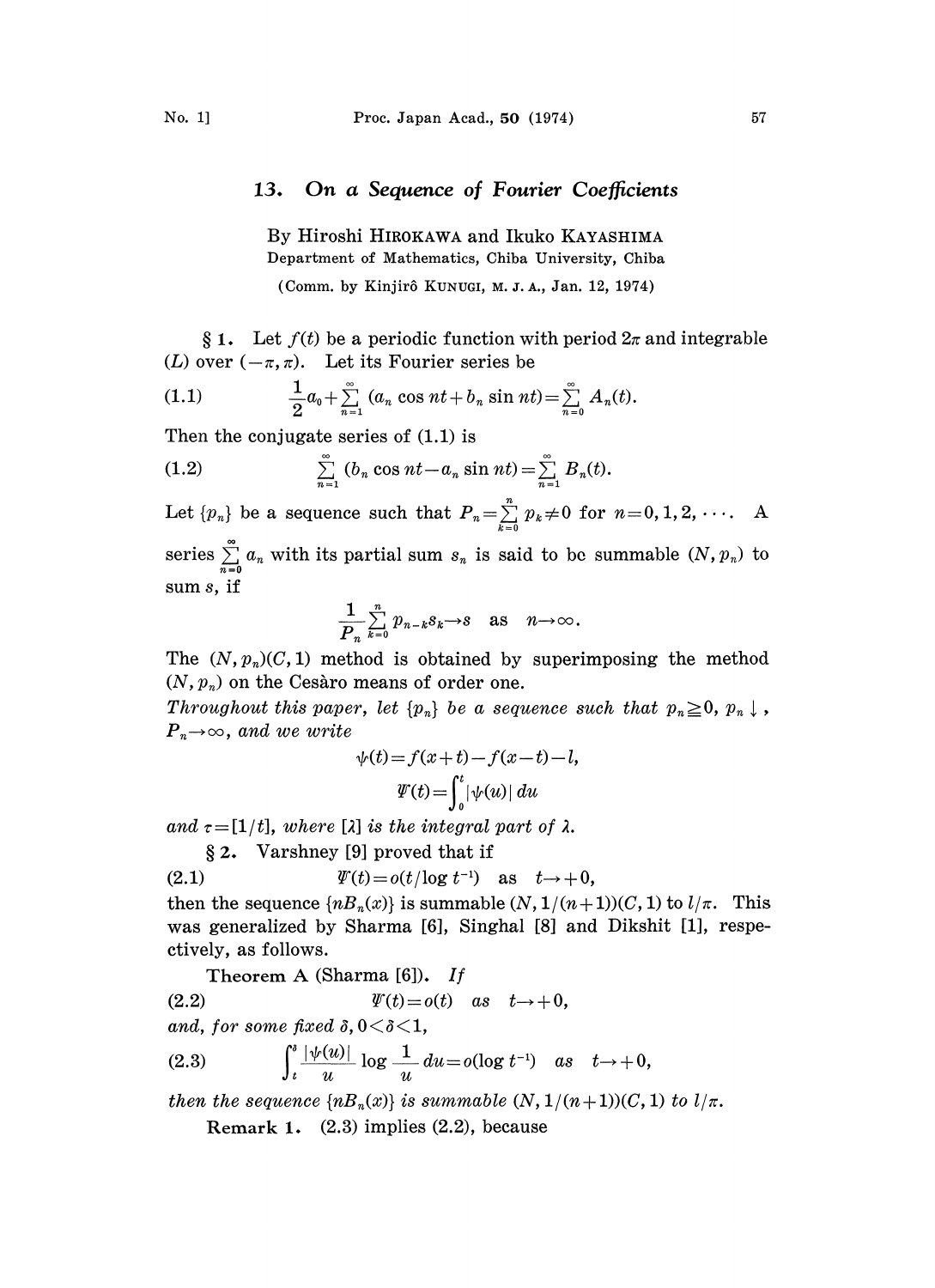# 13. On a Sequence of Fourier Coefficients

By Hiroshi HIROKAWA and Ikuko KAYASHIMA

Department of Mathematics, Chiba University, Chiba

(Comm. by Kinjirô KUNUGI, M. J. A., Jan. 12, 1974)

§ 1. Let $f(t)$ be a periodic function with period $2\pi$ and integrable (L) over $(-\pi, \pi)$. Let its Fourier series be

$$\frac{1}{2}a_0+\sum_{n=1}^{\infty}(a_n \cos nt+b_n \sin nt)=\sum_{n=0}^{\infty}A_n(t). \tag{1.1}$$

Then the conjugate series of (1.1) is

$$\sum_{n=1}^{\infty}(b_n \cos nt-a_n \sin nt)=\sum_{n=1}^{\infty}B_n(t). \tag{1.2}$$

Let $\{p_n\}$ be a sequence such that $P_n=\sum_{k=0}^{n}p_k\neq 0$ for $n=0,1,2,\cdots$. A series $\sum_{n=0}^{\infty}a_n$ with its partial sum $s_n$ is said to be summable $(N, p_n)$ to sum $s$, if

$$\frac{1}{P_n}\sum_{k=0}^{n}p_{n-k}s_k\to s \quad \text{as} \quad n\to\infty.$$

The $(N, p_n)(C, 1)$ method is obtained by superimposing the method $(N, p_n)$ on the Cesàro means of order one.

*Throughout this paper, let $\{p_n\}$ be a sequence such that $p_n \geqq 0$, $p_n\downarrow$, $P_n\to\infty$, and we write*

$$\psi(t)=f(x+t)-f(x-t)-l,$$

$$\Psi(t)=\int_0^t|\psi(u)|\,du$$

*and $\tau=[1/t]$, where $[\lambda]$ is the integral part of $\lambda$.*

§ 2. Varshney [9] proved that if

$$\Psi(t)=o(t/\log t^{-1}) \quad \text{as} \quad t\to+0, \tag{2.1}$$

then the sequence $\{nB_n(x)\}$ is summable $(N, 1/(n+1))(C, 1)$ to $l/\pi$. This was generalized by Sharma [6], Singhal [8] and Dikshit [1], respectively, as follows.

**Theorem A** (Sharma [6]). *If*

$$\Psi(t)=o(t) \quad as \quad t\to+0, \tag{2.2}$$

*and, for some fixed $\delta, 0<\delta<1$,*

$$\int_t^\delta \frac{|\psi(u)|}{u}\log\frac{1}{u}\,du=o(\log t^{-1}) \quad as \quad t\to+0, \tag{2.3}$$

*then the sequence $\{nB_n(x)\}$ is summable $(N, 1/(n+1))(C, 1)$ to $l/\pi$.*

**Remark 1.** (2.3) implies (2.2), because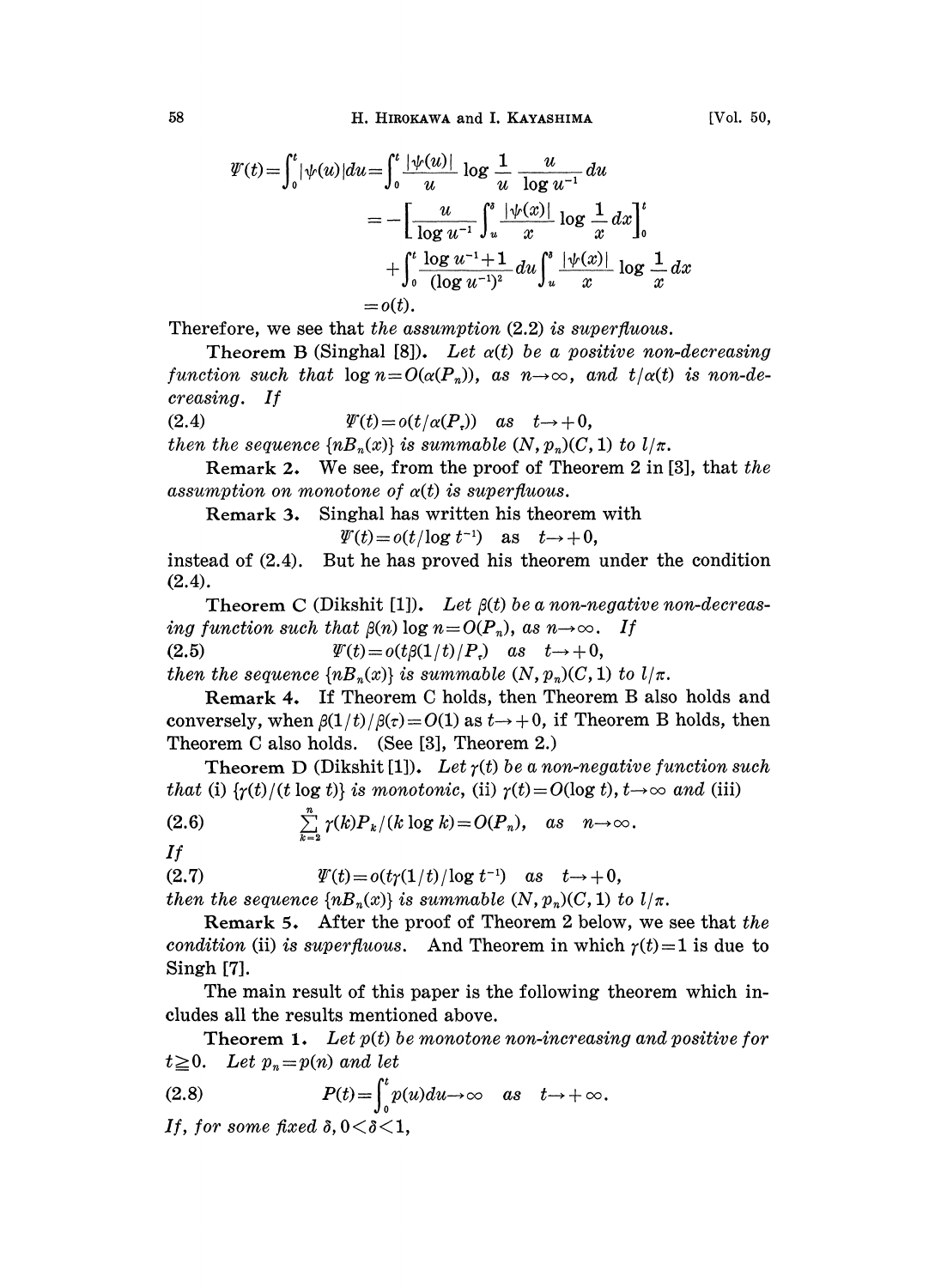$$\Psi(t)=\int_0^t |\psi(u)|du=\int_0^t \frac{|\psi(u)|}{u}\log\frac{1}{u}\,\frac{u}{\log u^{-1}}\,du$$
$$=-\left[\frac{u}{\log u^{-1}}\int_u^\delta \frac{|\psi(x)|}{x}\log\frac{1}{x}\,dx\right]_0^t$$
$$+\int_0^t \frac{\log u^{-1}+1}{(\log u^{-1})^2}\,du\int_u^\delta \frac{|\psi(x)|}{x}\log\frac{1}{x}\,dx$$
$$=o(t).$$

Therefore, we see that *the assumption* (2.2) *is superfluous.*

**Theorem B** (Singhal [8]). *Let $\alpha(t)$ be a positive non-decreasing function such that $\log n=O(\alpha(P_n))$, as $n\to\infty$, and $t/\alpha(t)$ is non-decreasing. If*

$$\Psi(t)=o(t/\alpha(P_\tau)) \quad as \quad t\to+0, \tag{2.4}$$

*then the sequence $\{nB_n(x)\}$ is summable $(N,p_n)(C,1)$ to $l/\pi$.*

**Remark 2.** We see, from the proof of Theorem 2 in [3], that *the assumption on monotone of $\alpha(t)$ is superfluous.*

**Remark 3.** Singhal has written his theorem with

$$\Psi(t)=o(t/\log t^{-1}) \quad \text{as} \quad t\to+0,$$

instead of (2.4). But he has proved his theorem under the condition (2.4).

**Theorem C** (Dikshit [1]). *Let $\beta(t)$ be a non-negative non-decreasing function such that $\beta(n)\log n=O(P_n)$, as $n\to\infty$. If*

$$\Psi(t)=o(t\beta(1/t)/P_\tau) \quad as \quad t\to+0, \tag{2.5}$$

*then the sequence $\{nB_n(x)\}$ is summable $(N,p_n)(C,1)$ to $l/\pi$.*

**Remark 4.** If Theorem C holds, then Theorem B also holds and conversely, when $\beta(1/t)/\beta(\tau)=O(1)$ as $t\to+0$, if Theorem B holds, then Theorem C also holds. (See [3], Theorem 2.)

**Theorem D** (Dikshit [1]). *Let $\gamma(t)$ be a non-negative function such that* (i) *$\{\gamma(t)/(t\log t)\}$ is monotonic,* (ii) *$\gamma(t)=O(\log t)$, $t\to\infty$ and* (iii)

$$\sum_{k=2}^{n}\gamma(k)P_k/(k\log k)=O(P_n), \quad as \quad n\to\infty. \tag{2.6}$$

*If*

$$\Psi(t)=o(t\gamma(1/t)/\log t^{-1}) \quad as \quad t\to+0, \tag{2.7}$$

*then the sequence $\{nB_n(x)\}$ is summable $(N,p_n)(C,1)$ to $l/\pi$.*

**Remark 5.** After the proof of Theorem 2 below, we see that *the condition* (ii) *is superfluous.* And Theorem in which $\gamma(t)=1$ is due to Singh [7].

The main result of this paper is the following theorem which includes all the results mentioned above.

**Theorem 1.** *Let $p(t)$ be monotone non-increasing and positive for $t\geqq 0$. Let $p_n=p(n)$ and let*

$$P(t)=\int_0^t p(u)du\to\infty \quad as \quad t\to+\infty. \tag{2.8}$$

*If, for some fixed $\delta$, $0<\delta<1$,*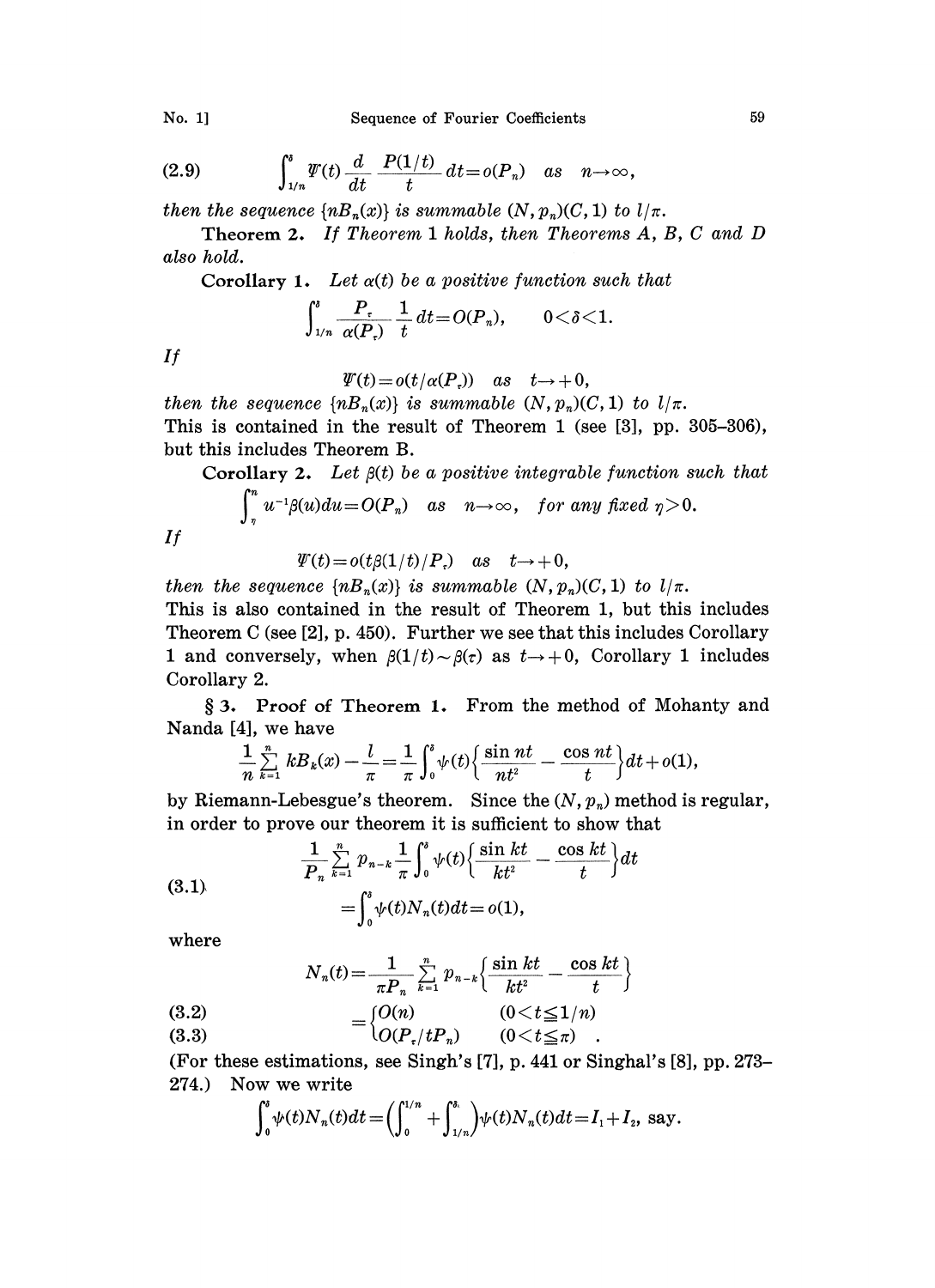$$\int_{1/n}^{\delta} \Psi(t)\frac{d}{dt}\frac{P(1/t)}{t}\,dt=o(P_n)\quad as\quad n\to\infty, \tag{2.9}$$

*then the sequence* $\{nB_n(x)\}$ *is summable* $(N, p_n)(C, 1)$ *to* $l/\pi$.

**Theorem 2.** *If Theorem 1 holds, then Theorems A, B, C and D also hold.*

**Corollary 1.** *Let* $\alpha(t)$ *be a positive function such that*

$$\int_{1/n}^{\delta} \frac{P_\tau}{\alpha(P_\tau)}\frac{1}{t}\,dt=O(P_n),\qquad 0<\delta<1.$$

*If*

$$\Psi(t)=o(t/\alpha(P_\tau))\quad as\quad t\to+0,$$

*then the sequence* $\{nB_n(x)\}$ *is summable* $(N, p_n)(C, 1)$ *to* $l/\pi$.

This is contained in the result of Theorem 1 (see [3], pp. 305–306), but this includes Theorem B.

**Corollary 2.** *Let* $\beta(t)$ *be a positive integrable function such that*

$$\int_{\eta}^{n} u^{-1}\beta(u)du=O(P_n)\quad as\quad n\to\infty,\quad for\ any\ fixed\ \eta>0.$$

*If*

$$\Psi(t)=o(t\beta(1/t)/P_\tau)\quad as\quad t\to+0,$$

*then the sequence* $\{nB_n(x)\}$ *is summable* $(N, p_n)(C, 1)$ *to* $l/\pi$.

This is also contained in the result of Theorem 1, but this includes Theorem C (see [2], p. 450). Further we see that this includes Corollary 1 and conversely, when $\beta(1/t)\sim\beta(\tau)$ as $t\to+0$, Corollary 1 includes Corollary 2.

**§ 3. Proof of Theorem 1.** From the method of Mohanty and Nanda [4], we have

$$\frac{1}{n}\sum_{k=1}^{n} kB_k(x)-\frac{l}{\pi}=\frac{1}{\pi}\int_0^{\delta}\psi(t)\left\{\frac{\sin nt}{nt^2}-\frac{\cos nt}{t}\right\}dt+o(1),$$

by Riemann-Lebesgue's theorem. Since the $(N, p_n)$ method is regular, in order to prove our theorem it is sufficient to show that

$$\frac{1}{P_n}\sum_{k=1}^{n} p_{n-k}\frac{1}{\pi}\int_0^{\delta}\psi(t)\left\{\frac{\sin kt}{kt^2}-\frac{\cos kt}{t}\right\}dt =\int_0^{\delta}\psi(t)N_n(t)dt=o(1), \tag{3.1}$$

where

$$N_n(t)=\frac{1}{\pi P_n}\sum_{k=1}^{n} p_{n-k}\left\{\frac{\sin kt}{kt^2}-\frac{\cos kt}{t}\right\}$$

$$=\begin{cases} O(n) & (0<t\leqq 1/n) \quad (3.2)\\ O(P_\tau/tP_n) & (0<t\leqq \pi) \quad (3.3)\end{cases}$$

(For these estimations, see Singh's [7], p. 441 or Singhal's [8], pp. 273–274.) Now we write

$$\int_0^{\delta}\psi(t)N_n(t)dt=\left(\int_0^{1/n}+\int_{1/n}^{\delta}\right)\psi(t)N_n(t)dt=I_1+I_2,\ \text{say}.$$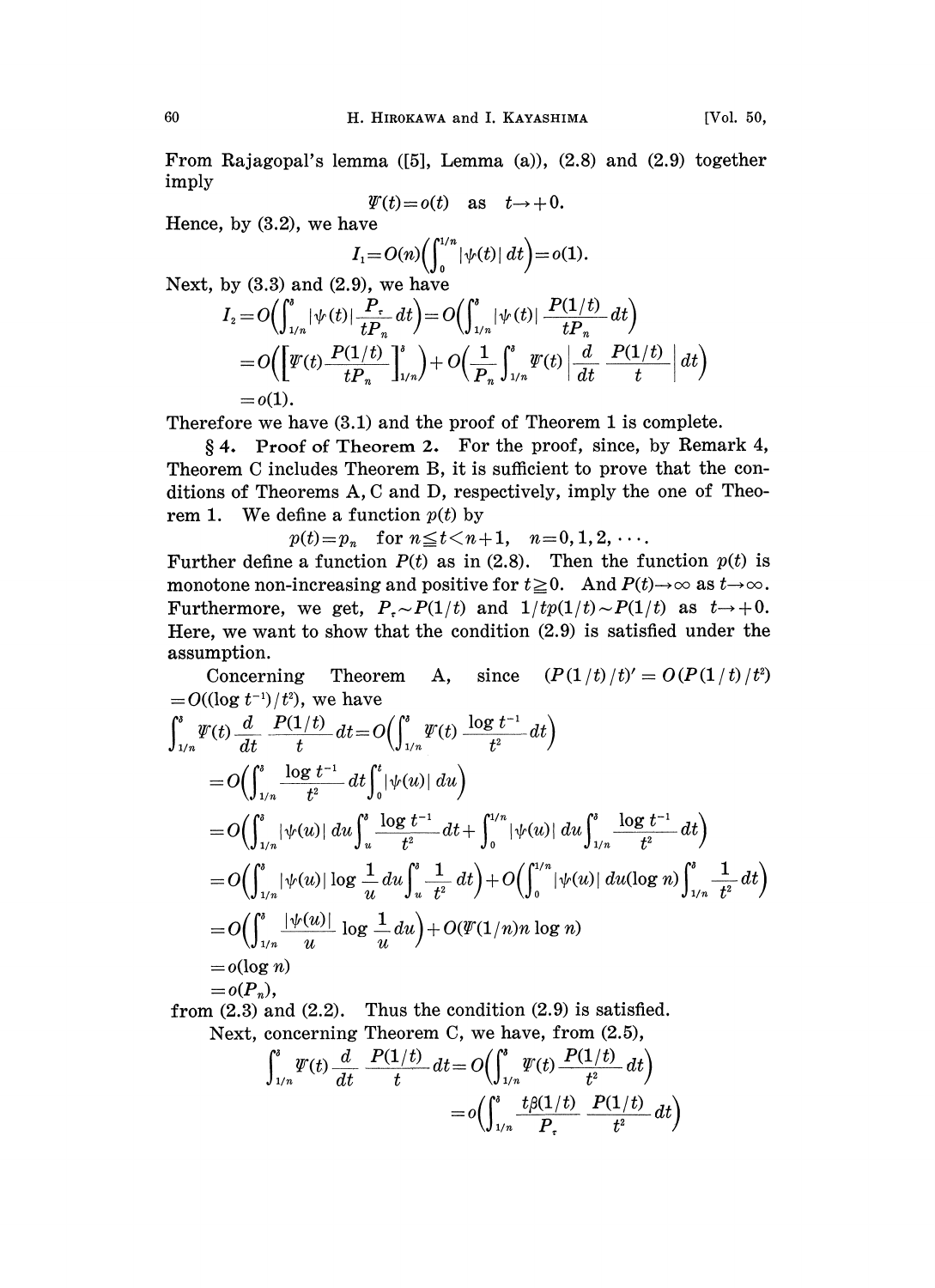From Rajagopal's lemma ([5], Lemma (a)), (2.8) and (2.9) together imply

$$\Psi(t)=o(t) \quad \text{as} \quad t\to+0.$$

Hence, by (3.2), we have

$$I_1=O(n)\Big(\int_0^{1/n}|\psi(t)|\,dt\Big)=o(1).$$

Next, by (3.3) and (2.9), we have

$$\begin{aligned}
I_2&=O\Big(\int_{1/n}^{\delta}|\psi(t)|\frac{P_\tau}{tP_n}dt\Big)=O\Big(\int_{1/n}^{\delta}|\psi(t)|\,\frac{P(1/t)}{tP_n}dt\Big)\\
&=O\Big(\Big[\Psi(t)\frac{P(1/t)}{tP_n}\Big]_{1/n}^{\delta}\Big)+O\Big(\frac{1}{P_n}\int_{1/n}^{\delta}\Psi(t)\Big|\frac{d}{dt}\,\frac{P(1/t)}{t}\Big|dt\Big)\\
&=o(1).
\end{aligned}$$

Therefore we have (3.1) and the proof of Theorem 1 is complete.

**§ 4. Proof of Theorem 2.** For the proof, since, by Remark 4, Theorem C includes Theorem B, it is sufficient to prove that the conditions of Theorems A, C and D, respectively, imply the one of Theorem 1. We define a function $p(t)$ by

$$p(t)=p_n \quad \text{for } n\leqq t<n+1, \quad n=0,1,2,\cdots.$$

Further define a function $P(t)$ as in (2.8). Then the function $p(t)$ is monotone non-increasing and positive for $t\geqq 0$. And $P(t)\to\infty$ as $t\to\infty$. Furthermore, we get, $P_\tau\sim P(1/t)$ and $1/tp(1/t)\sim P(1/t)$ as $t\to+0$. Here, we want to show that the condition (2.9) is satisfied under the assumption.

Concerning Theorem A, since $(P(1/t)/t)'=O(P(1/t)/t^2)=O((\log t^{-1})/t^2)$, we have

$$\begin{aligned}
\int_{1/n}^{\delta}\Psi(t)\frac{d}{dt}\,\frac{P(1/t)}{t}dt&=O\Big(\int_{1/n}^{\delta}\Psi(t)\,\frac{\log t^{-1}}{t^2}dt\Big)\\
&=O\Big(\int_{1/n}^{\delta}\frac{\log t^{-1}}{t^2}dt\int_0^t|\psi(u)|\,du\Big)\\
&=O\Big(\int_{1/n}^{\delta}|\psi(u)|\,du\int_u^{\delta}\frac{\log t^{-1}}{t^2}dt+\int_0^{1/n}|\psi(u)|\,du\int_{1/n}^{\delta}\frac{\log t^{-1}}{t^2}dt\Big)\\
&=O\Big(\int_{1/n}^{\delta}|\psi(u)|\log\frac{1}{u}du\int_u^{\delta}\frac{1}{t^2}dt\Big)+O\Big(\int_0^{1/n}|\psi(u)|\,du(\log n)\int_{1/n}^{\delta}\frac{1}{t^2}dt\Big)\\
&=O\Big(\int_{1/n}^{\delta}\frac{|\psi(u)|}{u}\log\frac{1}{u}du\Big)+O(\Psi(1/n)n\log n)\\
&=o(\log n)\\
&=o(P_n),
\end{aligned}$$

from (2.3) and (2.2). Thus the condition (2.9) is satisfied.

Next, concerning Theorem C, we have, from (2.5),

$$\begin{aligned}
\int_{1/n}^{\delta}\Psi(t)\frac{d}{dt}\,\frac{P(1/t)}{t}dt&=O\Big(\int_{1/n}^{\delta}\Psi(t)\,\frac{P(1/t)}{t^2}dt\Big)\\
&=o\Big(\int_{1/n}^{\delta}\frac{t\beta(1/t)}{P_\tau}\,\frac{P(1/t)}{t^2}dt\Big)
\end{aligned}$$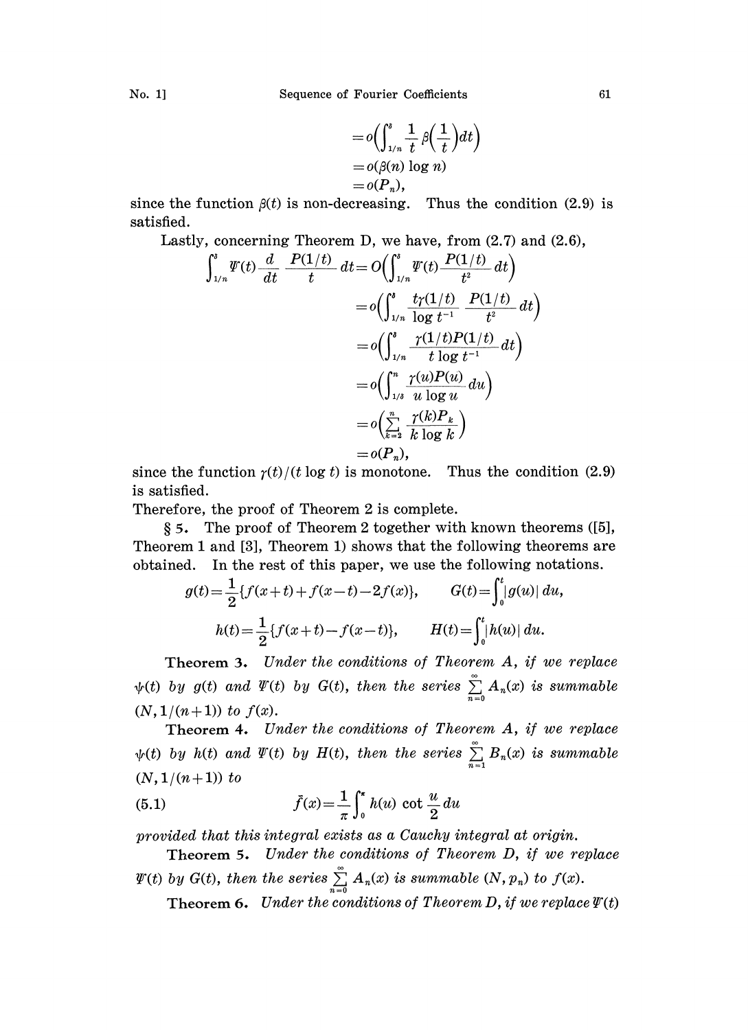$$
\begin{aligned}
&= o\Big(\int_{1/n}^{\delta} \frac{1}{t}\,\beta\Big(\frac{1}{t}\Big)dt\Big) \\
&= o(\beta(n)\log n) \\
&= o(P_n),
\end{aligned}
$$

since the function $\beta(t)$ is non-decreasing. Thus the condition (2.9) is satisfied.

Lastly, concerning Theorem D, we have, from (2.7) and (2.6),

$$
\begin{aligned}
\int_{1/n}^{\delta} \Psi(t)\frac{d}{dt}\,\frac{P(1/t)}{t}\,dt &= O\Big(\int_{1/n}^{\delta} \Psi(t)\frac{P(1/t)}{t^2}\,dt\Big) \\
&= o\Big(\int_{1/n}^{\delta} \frac{t\gamma(1/t)}{\log t^{-1}}\,\frac{P(1/t)}{t^2}\,dt\Big) \\
&= o\Big(\int_{1/n}^{\delta} \frac{\gamma(1/t)P(1/t)}{t\log t^{-1}}\,dt\Big) \\
&= o\Big(\int_{1/\delta}^{n} \frac{\gamma(u)P(u)}{u\log u}\,du\Big) \\
&= o\Big(\sum_{k=2}^{n} \frac{\gamma(k)P_k}{k\log k}\Big) \\
&= o(P_n),
\end{aligned}
$$

since the function $\gamma(t)/(t\log t)$ is monotone. Thus the condition (2.9) is satisfied.

Therefore, the proof of Theorem 2 is complete.

**§ 5.** The proof of Theorem 2 together with known theorems ([5], Theorem 1 and [3], Theorem 1) shows that the following theorems are obtained. In the rest of this paper, we use the following notations.

$$
g(t)=\frac{1}{2}\{f(x+t)+f(x-t)-2f(x)\}, \qquad G(t)=\int_0^t |g(u)|\,du,
$$

$$
h(t)=\frac{1}{2}\{f(x+t)-f(x-t)\}, \qquad H(t)=\int_0^t |h(u)|\,du.
$$

**Theorem 3.** *Under the conditions of Theorem A, if we replace $\psi(t)$ by $g(t)$ and $\Psi(t)$ by $G(t)$, then the series $\sum_{n=0}^{\infty} A_n(x)$ is summable $(N, 1/(n+1))$ to $f(x)$.*

**Theorem 4.** *Under the conditions of Theorem A, if we replace $\psi(t)$ by $h(t)$ and $\Psi(t)$ by $H(t)$, then the series $\sum_{n=1}^{\infty} B_n(x)$ is summable $(N, 1/(n+1))$ to*

$$
\bar{f}(x)=\frac{1}{\pi}\int_0^{\pi} h(u)\cot\frac{u}{2}\,du \tag{5.1}
$$

*provided that this integral exists as a Cauchy integral at origin.*

**Theorem 5.** *Under the conditions of Theorem D, if we replace $\Psi(t)$ by $G(t)$, then the series $\sum_{n=0}^{\infty} A_n(x)$ is summable $(N, p_n)$ to $f(x)$.*

**Theorem 6.** *Under the conditions of Theorem D, if we replace $\Psi(t)$*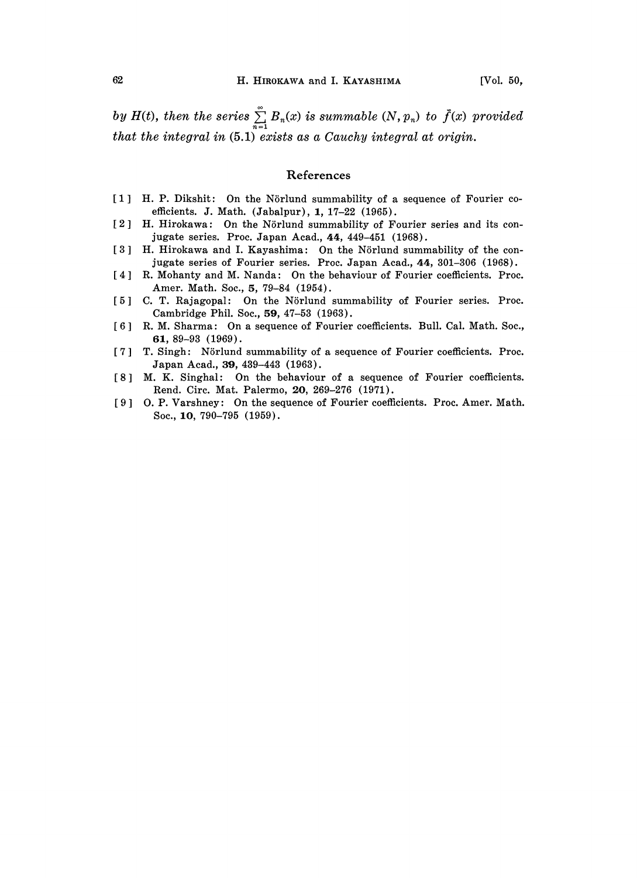*by $H(t)$, then the series $\sum_{n=1}^{\infty} B_n(x)$ is summable $(N, p_n)$ to $\bar{f}(x)$ provided that the integral in* (5.1) *exists as a Cauchy integral at origin.*

## References

[1] H. P. Dikshit: On the Nörlund summability of a sequence of Fourier coefficients. J. Math. (Jabalpur), **1**, 17–22 (1965).

[2] H. Hirokawa: On the Nörlund summability of Fourier series and its conjugate series. Proc. Japan Acad., **44**, 449–451 (1968).

[3] H. Hirokawa and I. Kayashima: On the Nörlund summability of the conjugate series of Fourier series. Proc. Japan Acad., **44**, 301–306 (1968).

[4] R. Mohanty and M. Nanda: On the behaviour of Fourier coefficients. Proc. Amer. Math. Soc., **5**, 79–84 (1954).

[5] C. T. Rajagopal: On the Nörlund summability of Fourier series. Proc. Cambridge Phil. Soc., **59**, 47–53 (1963).

[6] R. M. Sharma: On a sequence of Fourier coefficients. Bull. Cal. Math. Soc., **61**, 89–93 (1969).

[7] T. Singh: Nörlund summability of a sequence of Fourier coefficients. Proc. Japan Acad., **39**, 439–443 (1963).

[8] M. K. Singhal: On the behaviour of a sequence of Fourier coefficients. Rend. Circ. Mat. Palermo, **20**, 269–276 (1971).

[9] O. P. Varshney: On the sequence of Fourier coefficients. Proc. Amer. Math. Soc., **10**, 790–795 (1959).